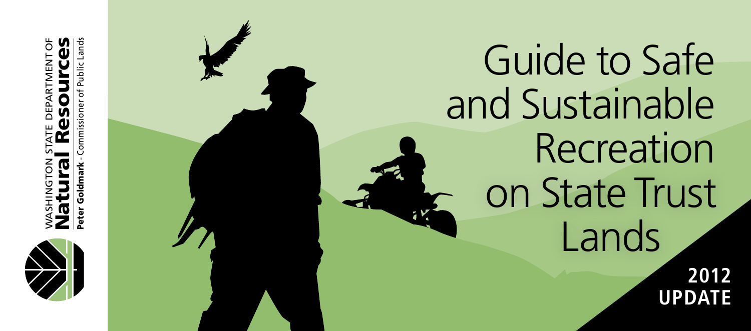WASHINGTON STATE DEPARTMENT OF
**Natural Resources**
**Peter Goldmark** - Commissioner of Public Lands

# Guide to Safe and Sustainable Recreation on State Trust Lands

**2012 UPDATE**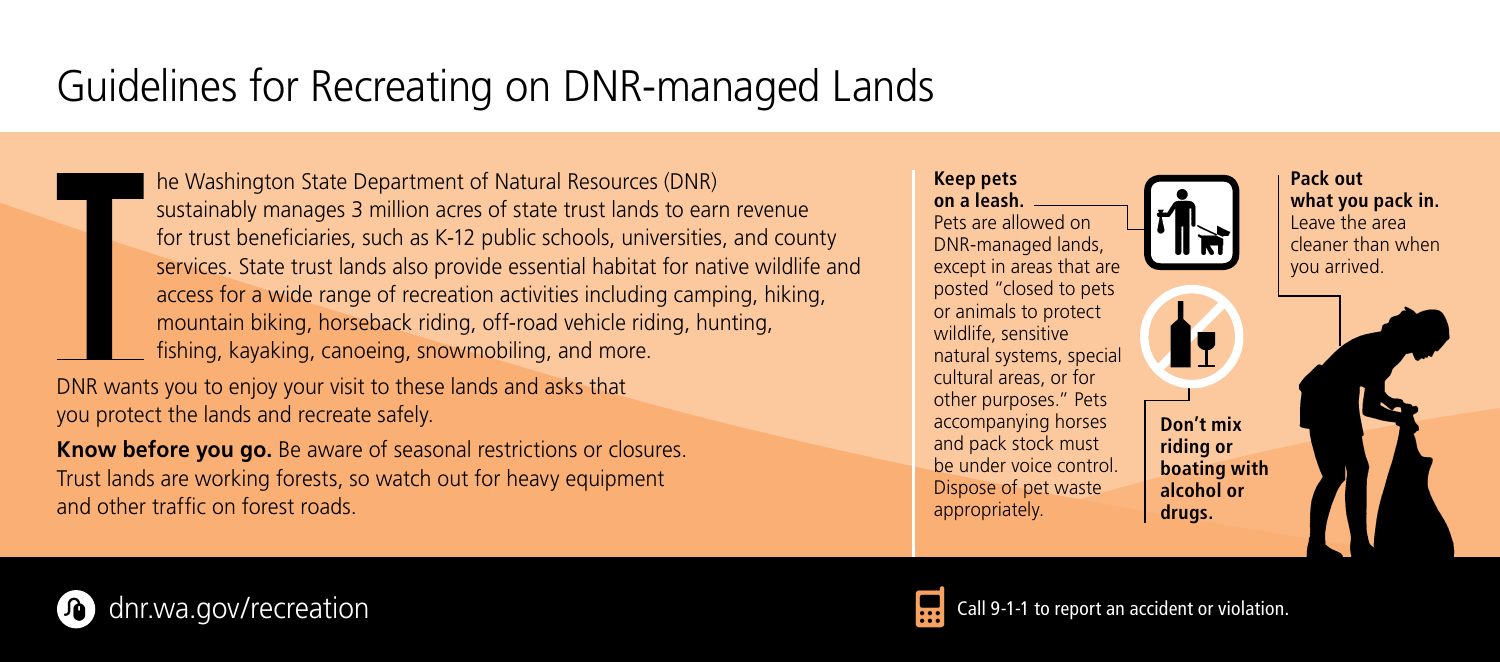# Guidelines for Recreating on DNR-managed Lands

The Washington State Department of Natural Resources (DNR) sustainably manages 3 million acres of state trust lands to earn revenue for trust beneficiaries, such as K-12 public schools, universities, and county services. State trust lands also provide essential habitat for native wildlife and access for a wide range of recreation activities including camping, hiking, mountain biking, horseback riding, off-road vehicle riding, hunting, fishing, kayaking, canoeing, snowmobiling, and more.

DNR wants you to enjoy your visit to these lands and asks that you protect the lands and recreate safely.

**Know before you go.** Be aware of seasonal restrictions or closures. Trust lands are working forests, so watch out for heavy equipment and other traffic on forest roads.

**Keep pets on a leash.** Pets are allowed on DNR-managed lands, except in areas that are posted "closed to pets or animals to protect wildlife, sensitive natural systems, special cultural areas, or for other purposes." Pets accompanying horses and pack stock must be under voice control. Dispose of pet waste appropriately.

**Don't mix riding or boating with alcohol or drugs.**

**Pack out what you pack in.** Leave the area cleaner than when you arrived.

dnr.wa.gov/recreation

Call 9-1-1 to report an accident or violation.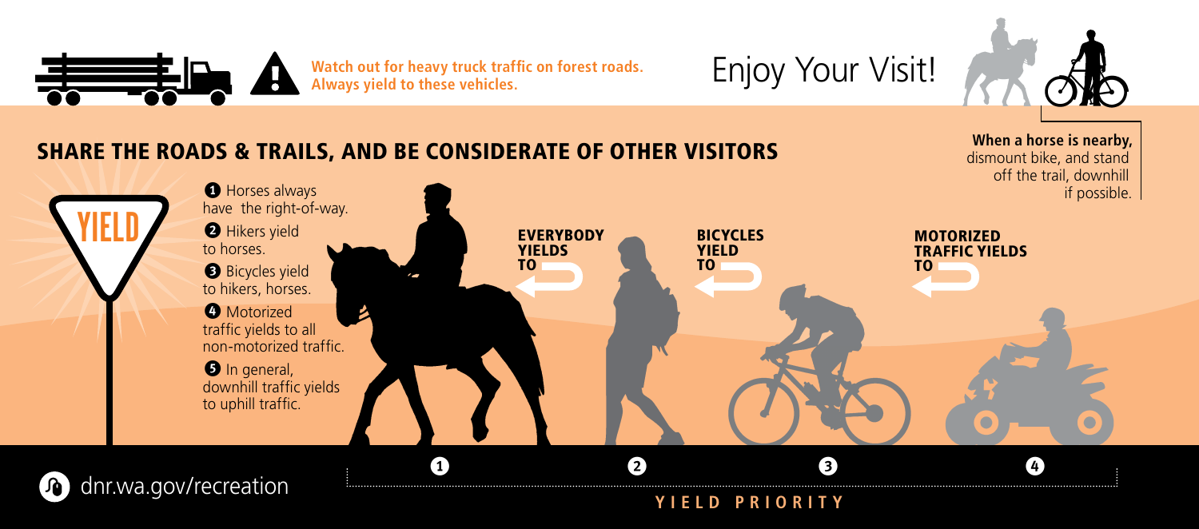**Watch out for heavy truck traffic on forest roads. Always yield to these vehicles.**

# Enjoy Your Visit!

**When a horse is nearby,** dismount bike, and stand off the trail, downhill if possible.

## SHARE THE ROADS & TRAILS, AND BE CONSIDERATE OF OTHER VISITORS

YIELD

1. Horses always have the right-of-way.
2. Hikers yield to horses.
3. Bicycles yield to hikers, horses.
4. Motorized traffic yields to all non-motorized traffic.
5. In general, downhill traffic yields to uphill traffic.

**EVERYBODY YIELDS TO**

**BICYCLES YIELD TO**

**MOTORIZED TRAFFIC YIELDS TO**

1 2 3 4

**YIELD PRIORITY**

dnr.wa.gov/recreation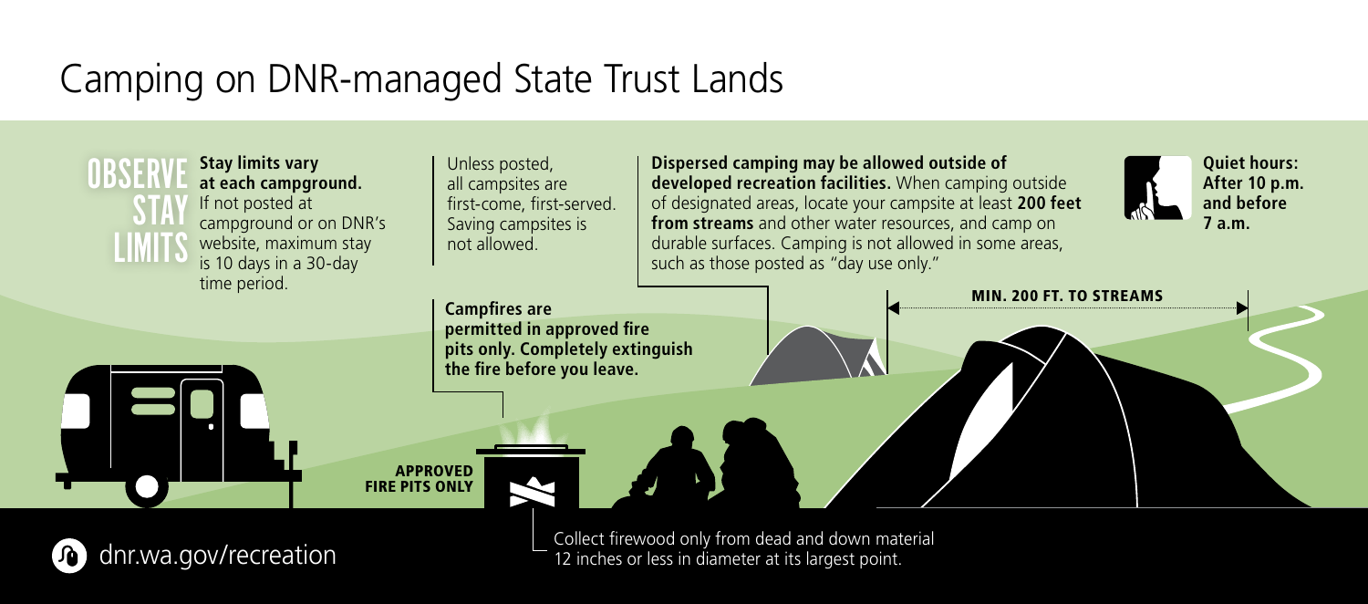# Camping on DNR-managed State Trust Lands

**OBSERVE STAY LIMITS**

**Stay limits vary at each campground.** If not posted at campground or on DNR's website, maximum stay is 10 days in a 30-day time period.

Unless posted, all campsites are first-come, first-served. Saving campsites is not allowed.

**Dispersed camping may be allowed outside of developed recreation facilities.** When camping outside of designated areas, locate your campsite at least **200 feet from streams** and other water resources, and camp on durable surfaces. Camping is not allowed in some areas, such as those posted as "day use only."

**Quiet hours: After 10 p.m. and before 7 a.m.**

**MIN. 200 FT. TO STREAMS**

**Campfires are permitted in approved fire pits only. Completely extinguish the fire before you leave.**

**APPROVED FIRE PITS ONLY**

Collect firewood only from dead and down material 12 inches or less in diameter at its largest point.

dnr.wa.gov/recreation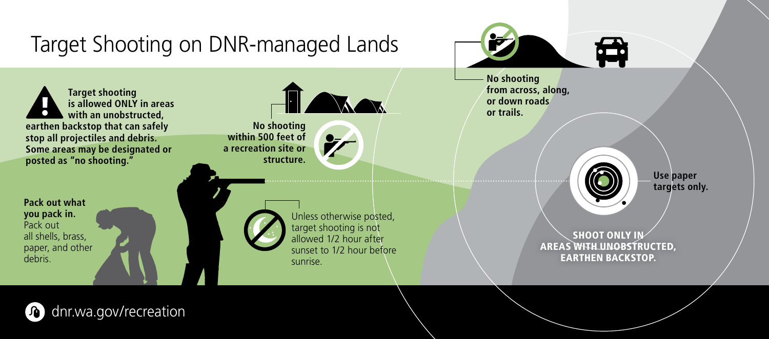# Target Shooting on DNR-managed Lands

**Target shooting is allowed ONLY in areas with an unobstructed, earthen backstop that can safely stop all projectiles and debris. Some areas may be designated or posted as "no shooting."**

**No shooting within 500 feet of a recreation site or structure.**

**No shooting from across, along, or down roads or trails.**

**Use paper targets only.**

**Pack out what you pack in.** Pack out all shells, brass, paper, and other debris.

Unless otherwise posted, target shooting is not allowed 1/2 hour after sunset to 1/2 hour before sunrise.

**SHOOT ONLY IN AREAS WITH UNOBSTRUCTED, EARTHEN BACKSTOP.**

dnr.wa.gov/recreation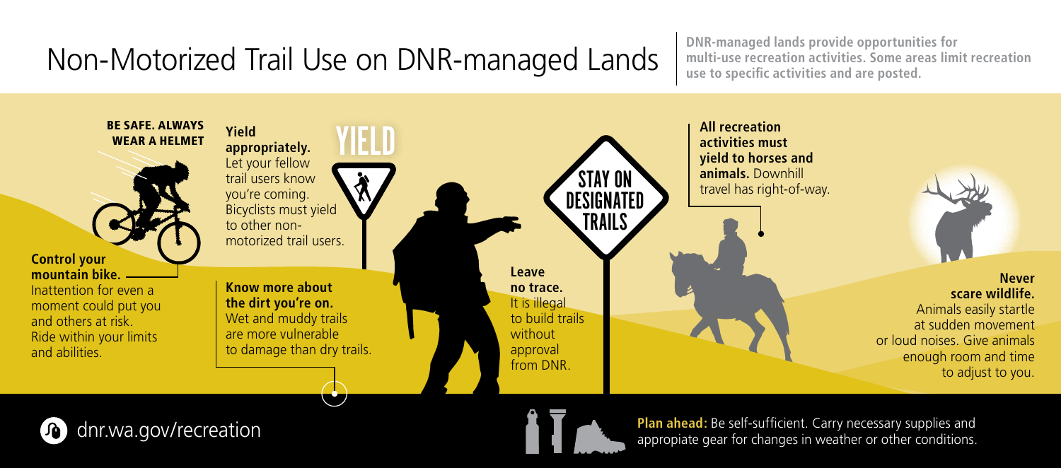# Non-Motorized Trail Use on DNR-managed Lands

**DNR-managed lands provide opportunities for multi-use recreation activities. Some areas limit recreation use to specific activities and are posted.**

**BE SAFE. ALWAYS WEAR A HELMET**

**Control your mountain bike.** Inattention for even a moment could put you and others at risk. Ride within your limits and abilities.

**Yield appropriately.** Let your fellow trail users know you're coming. Bicyclists must yield to other non-motorized trail users.

YIELD

**Know more about the dirt you're on.** Wet and muddy trails are more vulnerable to damage than dry trails.

STAY ON DESIGNATED TRAILS

**Leave no trace.** It is illegal to build trails without approval from DNR.

**All recreation activities must yield to horses and animals.** Downhill travel has right-of-way.

**Never scare wildlife.** Animals easily startle at sudden movement or loud noises. Give animals enough room and time to adjust to you.

dnr.wa.gov/recreation

**Plan ahead:** Be self-sufficient. Carry necessary supplies and appopiate gear for changes in weather or other conditions.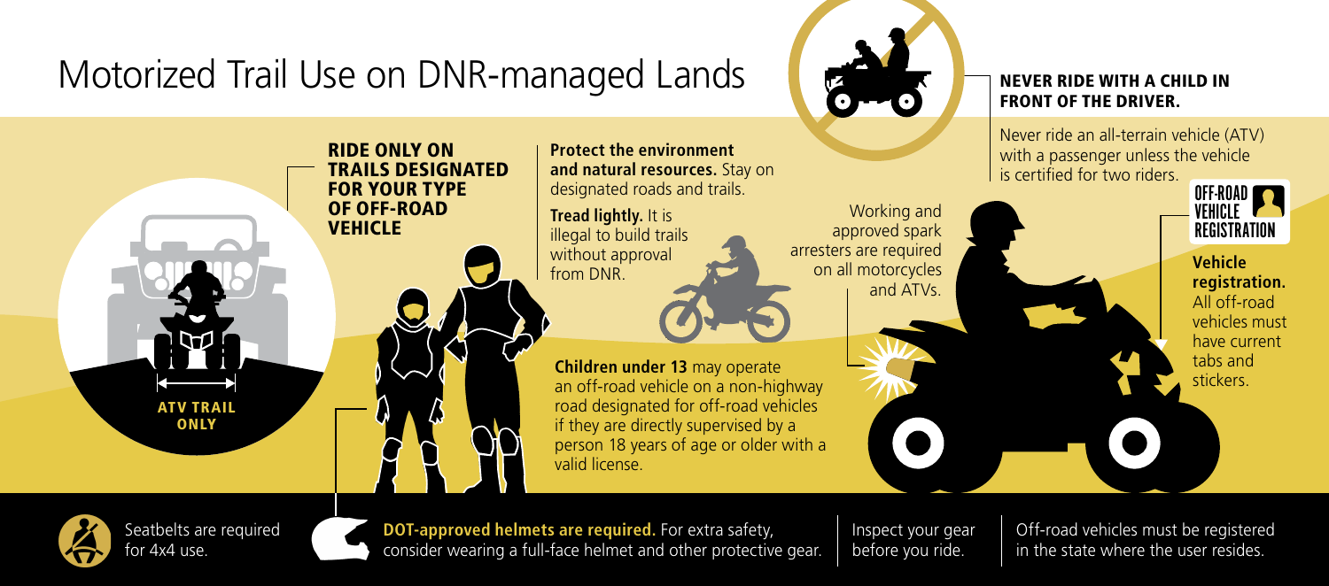# Motorized Trail Use on DNR-managed Lands

**RIDE ONLY ON TRAILS DESIGNATED FOR YOUR TYPE OF OFF-ROAD VEHICLE**

ATV TRAIL ONLY

**Protect the environment and natural resources.** Stay on designated roads and trails.

**Tread lightly.** It is illegal to build trails without approval from DNR.

**Children under 13** may operate an off-road vehicle on a non-highway road designated for off-road vehicles if they are directly supervised by a person 18 years of age or older with a valid license.

Working and approved spark arresters are required on all motorcycles and ATVs.

**NEVER RIDE WITH A CHILD IN FRONT OF THE DRIVER.**

Never ride an all-terrain vehicle (ATV) with a passenger unless the vehicle is certified for two riders.

OFF-ROAD VEHICLE REGISTRATION

**Vehicle registration.** All off-road vehicles must have current tabs and stickers.

Seatbelts are required for 4x4 use.

**DOT-approved helmets are required.** For extra safety, consider wearing a full-face helmet and other protective gear.

Inspect your gear before you ride.

Off-road vehicles must be registered in the state where the user resides.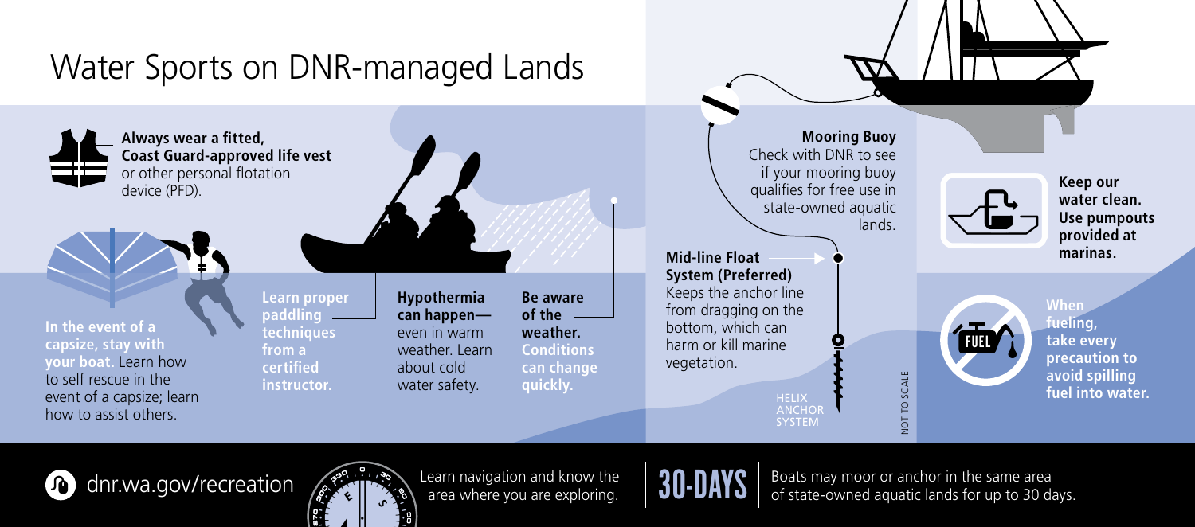# Water Sports on DNR-managed Lands

**Always wear a fitted, Coast Guard-approved life vest** or other personal flotation device (PFD).

**In the event of a capsize, stay with your boat.** Learn how to self rescue in the event of a capsize; learn how to assist others.

**Learn proper paddling techniques from a certified instructor.**

**Hypothermia can happen—** even in warm weather. Learn about cold water safety.

**Be aware of the weather. Conditions can change quickly.**

**Mooring Buoy**
Check with DNR to see if your mooring buoy qualifies for free use in state-owned aquatic lands.

**Mid-line Float System (Preferred)**
Keeps the anchor line from dragging on the bottom, which can harm or kill marine vegetation.

HELIX ANCHOR SYSTEM

NOT TO SCALE

**Keep our water clean. Use pumpouts provided at marinas.**

FUEL

**When fueling, take every precaution to avoid spilling fuel into water.**

dnr.wa.gov/recreation

Learn navigation and know the area where you are exploring.

**30-DAYS** Boats may moor or anchor in the same area of state-owned aquatic lands for up to 30 days.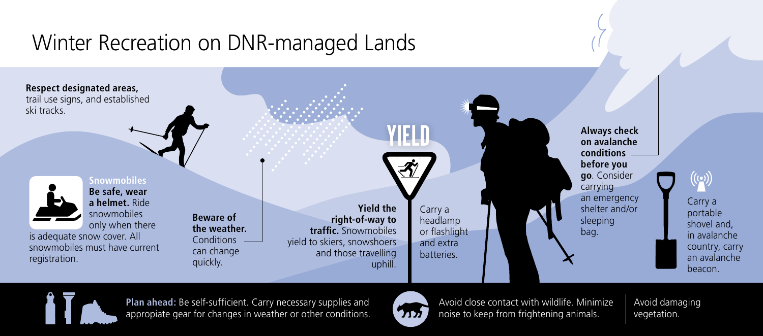# Winter Recreation on DNR-managed Lands

**Respect designated areas,** trail use signs, and established ski tracks.

**Snowmobiles**
**Be safe, wear a helmet.** Ride snowmobiles only when there is adequate snow cover. All snowmobiles must have current registration.

**Beware of the weather.** Conditions can change quickly.

YIELD

**Yield the right-of-way to traffic.** Snowmobiles yield to skiers, snowshoers and those travelling uphill.

Carry a headlamp or flashlight and extra batteries.

**Always check on avalanche conditions before you go**. Consider carrying an emergency shelter and/or sleeping bag.

Carry a portable shovel and, in avalanche country, carry an avalanche beacon.

**Plan ahead:** Be self-sufficient. Carry necessary supplies and appropiate gear for changes in weather or other conditions.

Avoid close contact with wildlife. Minimize noise to keep from frightening animals.

Avoid damaging vegetation.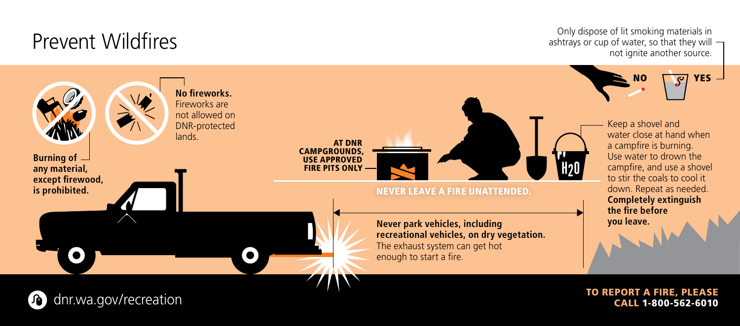# Prevent Wildfires

Only dispose of lit smoking materials in ashtrays or cup of water, so that they will not ignite another source.

NO YES

**No fireworks.** Fireworks are not allowed on DNR-protected lands.

**Burning of any material, except firewood, is prohibited.**

**AT DNR CAMPGROUNDS, USE APPROVED FIRE PITS ONLY**

$H_2O$

**NEVER LEAVE A FIRE UNATTENDED.**

Keep a shovel and water close at hand when a campfire is burning. Use water to drown the campfire, and use a shovel to stir the coals to cool it down. Repeat as needed. **Completely extinguish the fire before you leave.**

**Never park vehicles, including recreational vehicles, on dry vegetation.** The exhaust system can get hot enough to start a fire.

dnr.wa.gov/recreation

**TO REPORT A FIRE, PLEASE CALL 1-800-562-6010**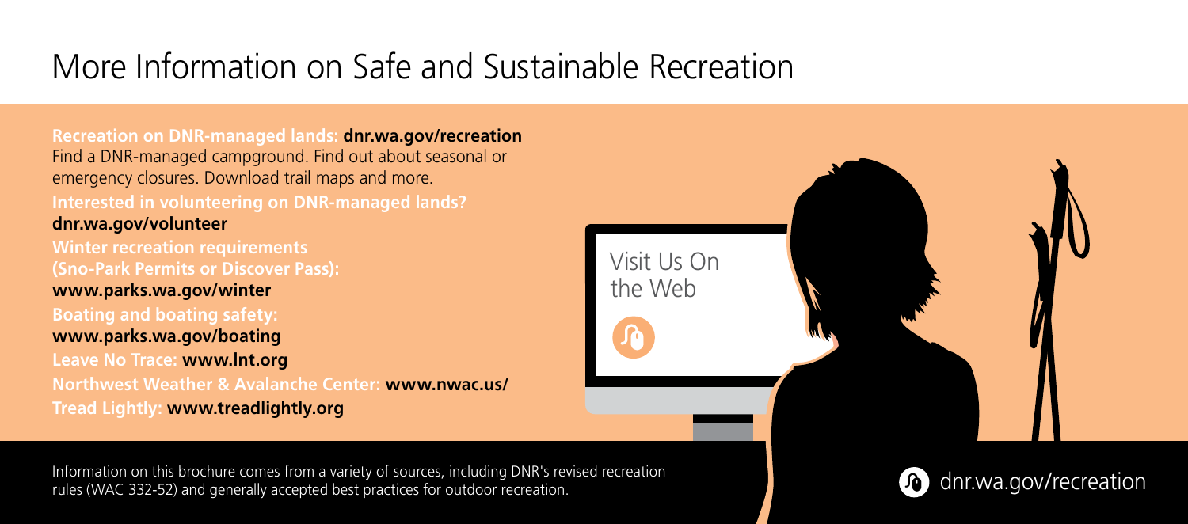# More Information on Safe and Sustainable Recreation

**Recreation on DNR-managed lands: dnr.wa.gov/recreation**
Find a DNR-managed campground. Find out about seasonal or emergency closures. Download trail maps and more.

**Interested in volunteering on DNR-managed lands?**
**dnr.wa.gov/volunteer**

**Winter recreation requirements (Sno-Park Permits or Discover Pass):**
**www.parks.wa.gov/winter**

**Boating and boating safety:**
**www.parks.wa.gov/boating**

**Leave No Trace: www.lnt.org**

**Northwest Weather & Avalanche Center: www.nwac.us/**

**Tread Lightly: www.treadlightly.org**

Visit Us On the Web

Information on this brochure comes from a variety of sources, including DNR's revised recreation rules (WAC 332-52) and generally accepted best practices for outdoor recreation.

dnr.wa.gov/recreation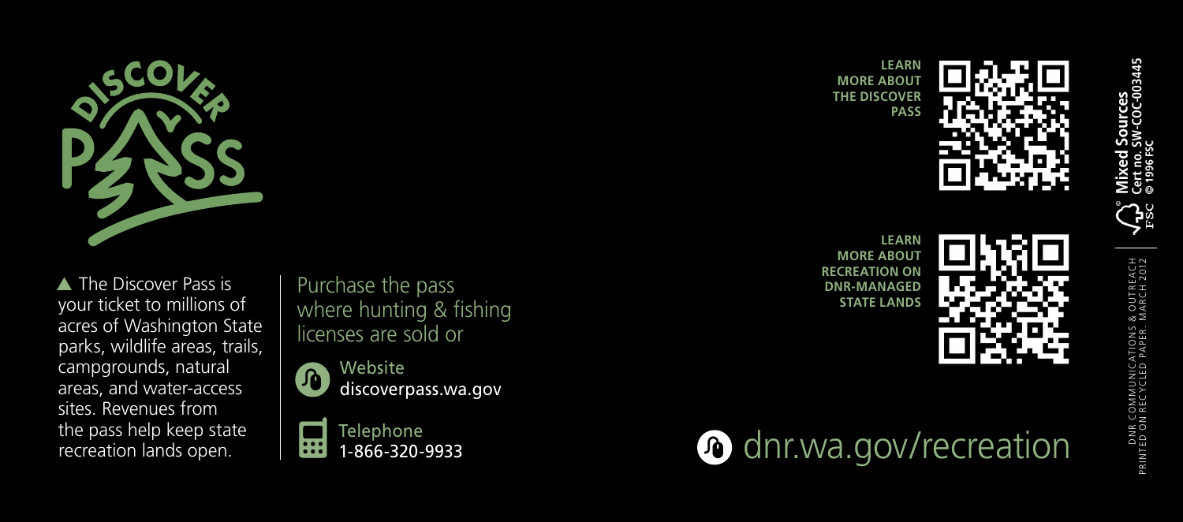DISCOVER PASS

▲ The Discover Pass is your ticket to millions of acres of Washington State parks, wildlife areas, trails, campgrounds, natural areas, and water-access sites. Revenues from the pass help keep state recreation lands open.

Purchase the pass where hunting & fishing licenses are sold or

Website
discoverpass.wa.gov

Telephone
1-866-320-9933

**LEARN MORE ABOUT THE DISCOVER PASS**

**LEARN MORE ABOUT RECREATION ON DNR-MANAGED STATE LANDS**

dnr.wa.gov/recreation

**Mixed Sources**
**Cert no. SW-COC-003445**
**© 1996 FSC**

DNR COMMUNICATIONS & OUTREACH
PRINTED ON RECYCLED PAPER. MARCH 2012